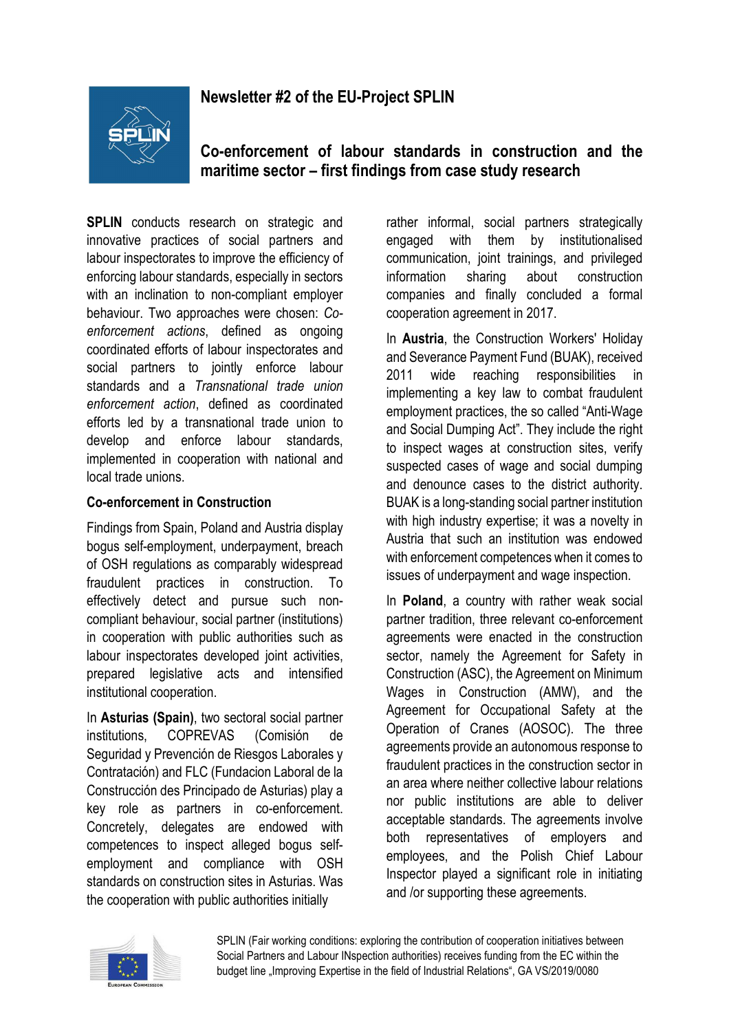# Newsletter #2 of the EU-Project SPLIN

## Co-enforcement of labour standards in construction and the maritime sector – first findings from case study research

**SPLIN** conducts research on strategic and innovative practices of social partners and labour inspectorates to improve the efficiency of enforcing labour standards, especially in sectors with an inclination to non-compliant employer behaviour. Two approaches were chosen: *Co-enforcement actions*, defined as ongoing coordinated efforts of labour inspectorates and social partners to jointly enforce labour standards and a *Transnational trade union enforcement action*, defined as coordinated efforts led by a transnational trade union to develop and enforce labour standards, implemented in cooperation with national and local trade unions.

### Co-enforcement in Construction

Findings from Spain, Poland and Austria display bogus self-employment, underpayment, breach of OSH regulations as comparably widespread fraudulent practices in construction. To effectively detect and pursue such non-compliant behaviour, social partner (institutions) in cooperation with public authorities such as labour inspectorates developed joint activities, prepared legislative acts and intensified institutional cooperation.

In **Asturias (Spain)**, two sectoral social partner institutions, COPREVAS (Comisión de Seguridad y Prevención de Riesgos Laborales y Contratación) and FLC (Fundacion Laboral de la Construcción des Principado de Asturias) play a key role as partners in co-enforcement. Concretely, delegates are endowed with competences to inspect alleged bogus self-employment and compliance with OSH standards on construction sites in Asturias. Was the cooperation with public authorities initially rather informal, social partners strategically engaged with them by institutionalised communication, joint trainings, and privileged information sharing about construction companies and finally concluded a formal cooperation agreement in 2017.

In **Austria**, the Construction Workers' Holiday and Severance Payment Fund (BUAK), received 2011 wide reaching responsibilities in implementing a key law to combat fraudulent employment practices, the so called "Anti-Wage and Social Dumping Act". They include the right to inspect wages at construction sites, verify suspected cases of wage and social dumping and denounce cases to the district authority. BUAK is a long-standing social partner institution with high industry expertise; it was a novelty in Austria that such an institution was endowed with enforcement competences when it comes to issues of underpayment and wage inspection.

In **Poland**, a country with rather weak social partner tradition, three relevant co-enforcement agreements were enacted in the construction sector, namely the Agreement for Safety in Construction (ASC), the Agreement on Minimum Wages in Construction (AMW), and the Agreement for Occupational Safety at the Operation of Cranes (AOSOC). The three agreements provide an autonomous response to fraudulent practices in the construction sector in an area where neither collective labour relations nor public institutions are able to deliver acceptable standards. The agreements involve both representatives of employers and employees, and the Polish Chief Labour Inspector played a significant role in initiating and /or supporting these agreements.

SPLIN (Fair working conditions: exploring the contribution of cooperation initiatives between Social Partners and Labour INspection authorities) receives funding from the EC within the budget line „Improving Expertise in the field of Industrial Relations", GA VS/2019/0080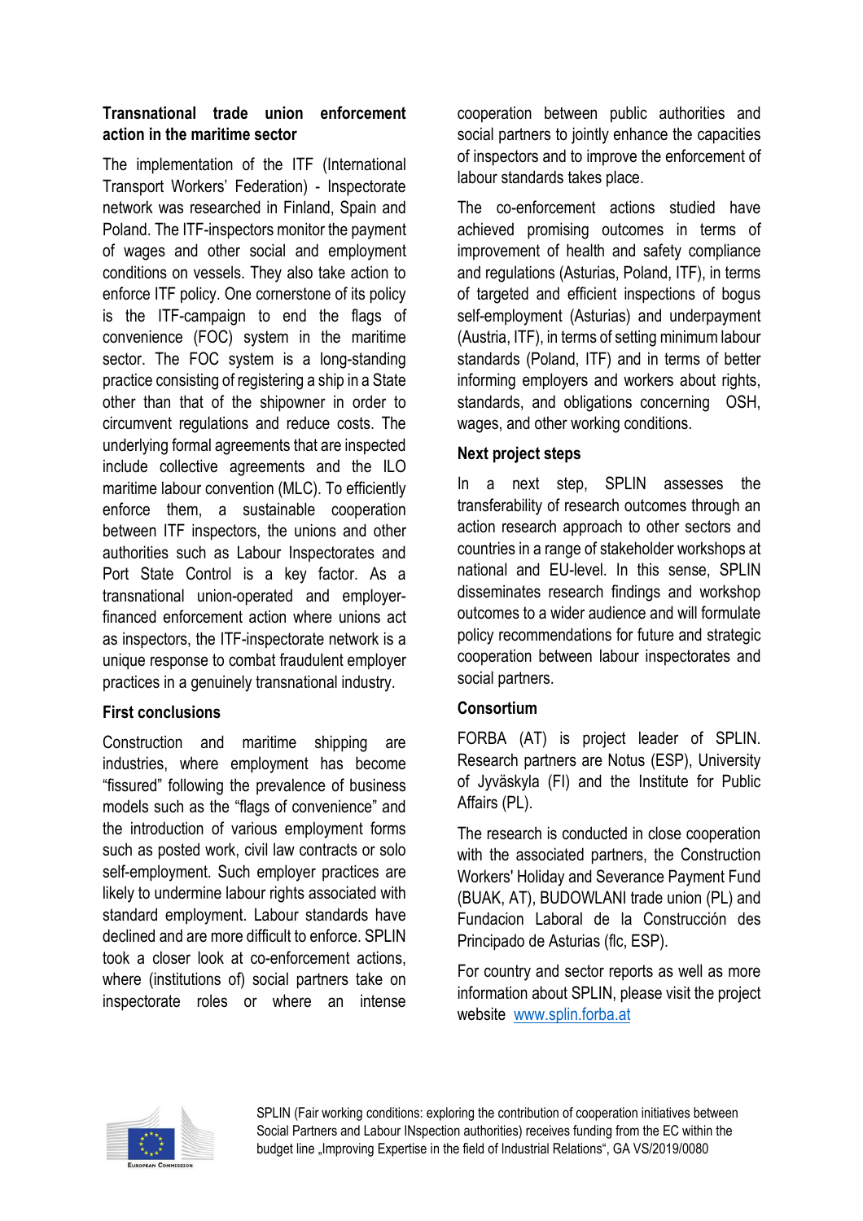## Transnational trade union enforcement action in the maritime sector

The implementation of the ITF (International Transport Workers' Federation) - Inspectorate network was researched in Finland, Spain and Poland. The ITF-inspectors monitor the payment of wages and other social and employment conditions on vessels. They also take action to enforce ITF policy. One cornerstone of its policy is the ITF-campaign to end the flags of convenience (FOC) system in the maritime sector. The FOC system is a long-standing practice consisting of registering a ship in a State other than that of the shipowner in order to circumvent regulations and reduce costs. The underlying formal agreements that are inspected include collective agreements and the ILO maritime labour convention (MLC). To efficiently enforce them, a sustainable cooperation between ITF inspectors, the unions and other authorities such as Labour Inspectorates and Port State Control is a key factor. As a transnational union-operated and employer-financed enforcement action where unions act as inspectors, the ITF-inspectorate network is a unique response to combat fraudulent employer practices in a genuinely transnational industry.

## First conclusions

Construction and maritime shipping are industries, where employment has become "fissured" following the prevalence of business models such as the "flags of convenience" and the introduction of various employment forms such as posted work, civil law contracts or solo self-employment. Such employer practices are likely to undermine labour rights associated with standard employment. Labour standards have declined and are more difficult to enforce. SPLIN took a closer look at co-enforcement actions, where (institutions of) social partners take on inspectorate roles or where an intense cooperation between public authorities and social partners to jointly enhance the capacities of inspectors and to improve the enforcement of labour standards takes place.

The co-enforcement actions studied have achieved promising outcomes in terms of improvement of health and safety compliance and regulations (Asturias, Poland, ITF), in terms of targeted and efficient inspections of bogus self-employment (Asturias) and underpayment (Austria, ITF), in terms of setting minimum labour standards (Poland, ITF) and in terms of better informing employers and workers about rights, standards, and obligations concerning OSH, wages, and other working conditions.

## Next project steps

In a next step, SPLIN assesses the transferability of research outcomes through an action research approach to other sectors and countries in a range of stakeholder workshops at national and EU-level. In this sense, SPLIN disseminates research findings and workshop outcomes to a wider audience and will formulate policy recommendations for future and strategic cooperation between labour inspectorates and social partners.

## Consortium

FORBA (AT) is project leader of SPLIN. Research partners are Notus (ESP), University of Jyväskyla (FI) and the Institute for Public Affairs (PL).

The research is conducted in close cooperation with the associated partners, the Construction Workers' Holiday and Severance Payment Fund (BUAK, AT), BUDOWLANI trade union (PL) and Fundacion Laboral de la Construcción des Principado de Asturias (flc, ESP).

For country and sector reports as well as more information about SPLIN, please visit the project website [www.splin.forba.at](http://www.splin.forba.at)

European Commission

SPLIN (Fair working conditions: exploring the contribution of cooperation initiatives between Social Partners and Labour INspection authorities) receives funding from the EC within the budget line „Improving Expertise in the field of Industrial Relations", GA VS/2019/0080